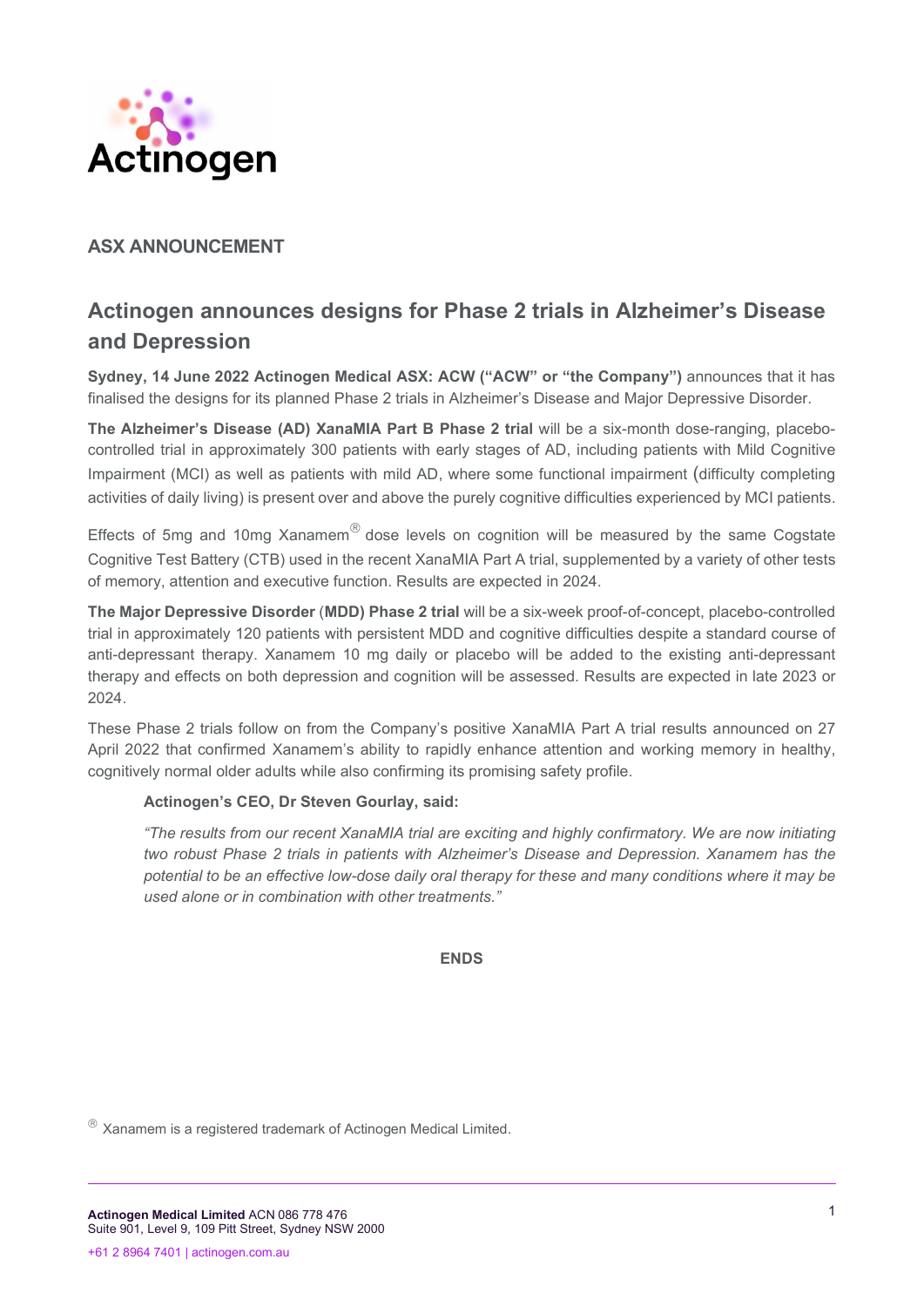Actinogen

## ASX ANNOUNCEMENT

# Actinogen announces designs for Phase 2 trials in Alzheimer's Disease and Depression

**Sydney, 14 June 2022 Actinogen Medical ASX: ACW ("ACW" or "the Company")** announces that it has finalised the designs for its planned Phase 2 trials in Alzheimer's Disease and Major Depressive Disorder.

**The Alzheimer's Disease (AD) XanaMIA Part B Phase 2 trial** will be a six-month dose-ranging, placebo-controlled trial in approximately 300 patients with early stages of AD, including patients with Mild Cognitive Impairment (MCI) as well as patients with mild AD, where some functional impairment (difficulty completing activities of daily living) is present over and above the purely cognitive difficulties experienced by MCI patients.

Effects of 5mg and 10mg Xanamem® dose levels on cognition will be measured by the same Cogstate Cognitive Test Battery (CTB) used in the recent XanaMIA Part A trial, supplemented by a variety of other tests of memory, attention and executive function. Results are expected in 2024.

**The Major Depressive Disorder (MDD) Phase 2 trial** will be a six-week proof-of-concept, placebo-controlled trial in approximately 120 patients with persistent MDD and cognitive difficulties despite a standard course of anti-depressant therapy. Xanamem 10 mg daily or placebo will be added to the existing anti-depressant therapy and effects on both depression and cognition will be assessed. Results are expected in late 2023 or 2024.

These Phase 2 trials follow on from the Company's positive XanaMIA Part A trial results announced on 27 April 2022 that confirmed Xanamem's ability to rapidly enhance attention and working memory in healthy, cognitively normal older adults while also confirming its promising safety profile.

> **Actinogen's CEO, Dr Steven Gourlay, said:**
>
> *"The results from our recent XanaMIA trial are exciting and highly confirmatory. We are now initiating two robust Phase 2 trials in patients with Alzheimer's Disease and Depression. Xanamem has the potential to be an effective low-dose daily oral therapy for these and many conditions where it may be used alone or in combination with other treatments."*

**ENDS**

® Xanamem is a registered trademark of Actinogen Medical Limited.

**Actinogen Medical Limited** ACN 086 778 476
Suite 901, Level 9, 109 Pitt Street, Sydney NSW 2000
+61 2 8964 7401 | actinogen.com.au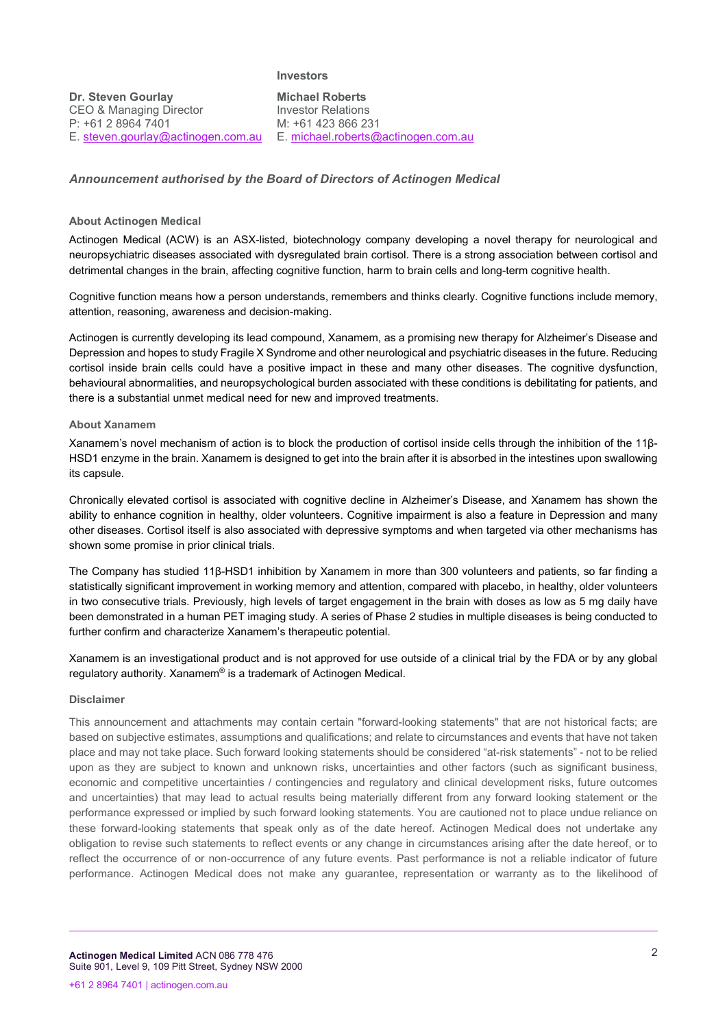**Investors**

| | |
|---|---|
| **Dr. Steven Gourlay** | **Michael Roberts** |
| CEO & Managing Director | Investor Relations |
| P: +61 2 8964 7401 | M: +61 423 866 231 |
| E. steven.gourlay@actinogen.com.au | E. michael.roberts@actinogen.com.au |

***Announcement authorised by the Board of Directors of Actinogen Medical***

### About Actinogen Medical

Actinogen Medical (ACW) is an ASX-listed, biotechnology company developing a novel therapy for neurological and neuropsychiatric diseases associated with dysregulated brain cortisol. There is a strong association between cortisol and detrimental changes in the brain, affecting cognitive function, harm to brain cells and long-term cognitive health.

Cognitive function means how a person understands, remembers and thinks clearly. Cognitive functions include memory, attention, reasoning, awareness and decision-making.

Actinogen is currently developing its lead compound, Xanamem, as a promising new therapy for Alzheimer's Disease and Depression and hopes to study Fragile X Syndrome and other neurological and psychiatric diseases in the future. Reducing cortisol inside brain cells could have a positive impact in these and many other diseases. The cognitive dysfunction, behavioural abnormalities, and neuropsychological burden associated with these conditions is debilitating for patients, and there is a substantial unmet medical need for new and improved treatments.

### About Xanamem

Xanamem's novel mechanism of action is to block the production of cortisol inside cells through the inhibition of the 11β-HSD1 enzyme in the brain. Xanamem is designed to get into the brain after it is absorbed in the intestines upon swallowing its capsule.

Chronically elevated cortisol is associated with cognitive decline in Alzheimer's Disease, and Xanamem has shown the ability to enhance cognition in healthy, older volunteers. Cognitive impairment is also a feature in Depression and many other diseases. Cortisol itself is also associated with depressive symptoms and when targeted via other mechanisms has shown some promise in prior clinical trials.

The Company has studied 11β-HSD1 inhibition by Xanamem in more than 300 volunteers and patients, so far finding a statistically significant improvement in working memory and attention, compared with placebo, in healthy, older volunteers in two consecutive trials. Previously, high levels of target engagement in the brain with doses as low as 5 mg daily have been demonstrated in a human PET imaging study. A series of Phase 2 studies in multiple diseases is being conducted to further confirm and characterize Xanamem's therapeutic potential.

Xanamem is an investigational product and is not approved for use outside of a clinical trial by the FDA or by any global regulatory authority. Xanamem® is a trademark of Actinogen Medical.

### Disclaimer

This announcement and attachments may contain certain "forward-looking statements" that are not historical facts; are based on subjective estimates, assumptions and qualifications; and relate to circumstances and events that have not taken place and may not take place. Such forward looking statements should be considered "at-risk statements" - not to be relied upon as they are subject to known and unknown risks, uncertainties and other factors (such as significant business, economic and competitive uncertainties / contingencies and regulatory and clinical development risks, future outcomes and uncertainties) that may lead to actual results being materially different from any forward looking statement or the performance expressed or implied by such forward looking statements. You are cautioned not to place undue reliance on these forward-looking statements that speak only as of the date hereof. Actinogen Medical does not undertake any obligation to revise such statements to reflect events or any change in circumstances arising after the date hereof, or to reflect the occurrence of or non-occurrence of any future events. Past performance is not a reliable indicator of future performance. Actinogen Medical does not make any guarantee, representation or warranty as to the likelihood of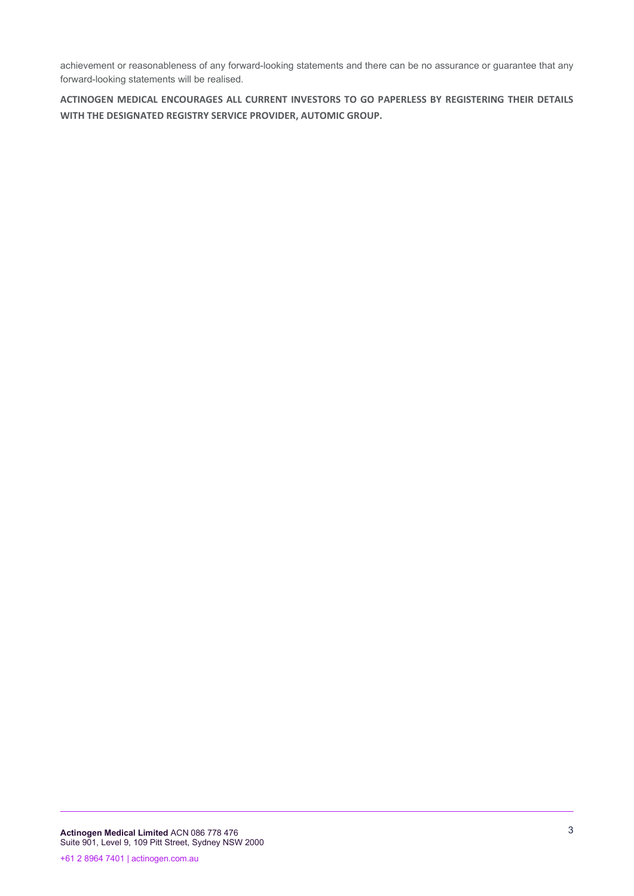achievement or reasonableness of any forward-looking statements and there can be no assurance or guarantee that any forward-looking statements will be realised.

**ACTINOGEN MEDICAL ENCOURAGES ALL CURRENT INVESTORS TO GO PAPERLESS BY REGISTERING THEIR DETAILS WITH THE DESIGNATED REGISTRY SERVICE PROVIDER, AUTOMIC GROUP.**